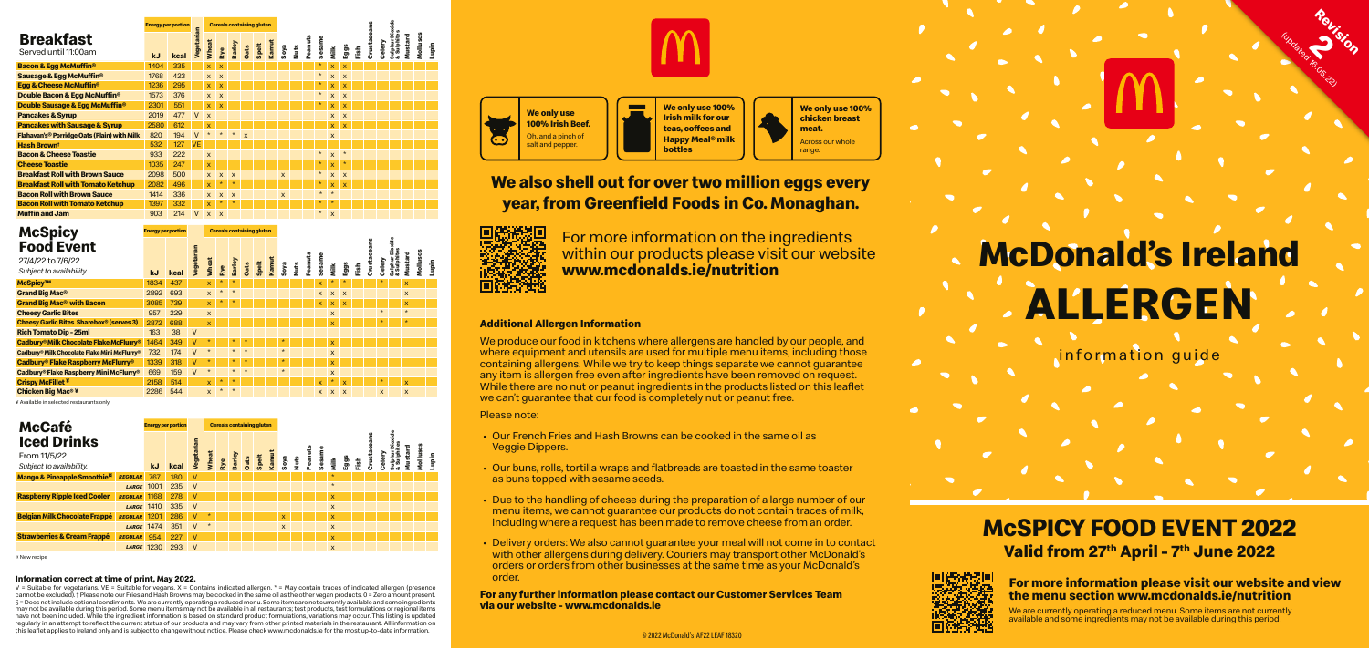# McDonald's Ireland ALLERGEN information guide

Revision 2 (updated 16.05.22)

## McSPICY FOOD EVENT 2022

**Valid from 27th April - 7th June 2022**

**For more information please visit our website and view the menu section www.mcdonalds.ie/nutrition**

We are currently operating a reduced menu. Some items are not currently available and some ingredients may not be available during this period.

## Breakfast

Served until 11:00am

| | Energy per portion | | | Cereals containing gluten | | | | | | | | | | | | | | | | | | |
|---|---|---|---|---|---|---|---|---|---|---|---|---|---|---|---|---|---|---|---|---|---|---|
| | kJ | kcal | Vegetarian | Wheat | Rye | Barley | Oats | Spelt | Kamut | Soya | Nuts | Peanuts | Sesame | Milk | Eggs | Fish | Crustaceans | Celery | Sulphur Dioxide & Sulphites | Mustard | Molluscs | Lupin |
| **Bacon & Egg McMuffin®** | 1404 | 335 | | x | x | | | | | | | | * | x | x | | | | | | | |
| **Sausage & Egg McMuffin®** | 1768 | 423 | | x | x | | | | | | | | * | x | x | | | | | | | |
| **Egg & Cheese McMuffin®** | 1236 | 295 | | x | x | | | | | | | | * | x | x | | | | | | | |
| **Double Bacon & Egg McMuffin®** | 1573 | 376 | | x | x | | | | | | | | * | x | x | | | | | | | |
| **Double Sausage & Egg McMuffin®** | 2301 | 551 | | x | x | | | | | | | | * | x | x | | | | | | | |
| **Pancakes & Syrup** | 2019 | 477 | V | x | | | | | | | | | | x | x | | | | | | | |
| **Pancakes with Sausage & Syrup** | 2580 | 612 | | x | | | | | | | | | | x | x | | | | | | | |
| **Flahavan's® Porridge Oats (Plain) with Milk** | 820 | 194 | V | * | * | * | x | | | | | | | x | | | | | | | | |
| **Hash Brown†** | 532 | 127 | VE | | | | | | | | | | | | | | | | | | | |
| **Bacon & Cheese Toastie** | 933 | 222 | | x | | | | | | | | | * | x | * | | | | | | | |
| **Cheese Toastie** | 1035 | 247 | | x | | | | | | | | | * | x | * | | | | | | | |
| **Breakfast Roll with Brown Sauce** | 2098 | 500 | | x | x | x | | | | x | | | * | x | x | | | | | | | |
| **Breakfast Roll with Tomato Ketchup** | 2082 | 496 | | x | * | * | | | | | | | * | x | x | | | | | | | |
| **Bacon Roll with Brown Sauce** | 1414 | 336 | | x | x | x | | | | x | | | * | * | | | | | | | | |
| **Bacon Roll with Tomato Ketchup** | 1397 | 332 | | x | * | * | | | | | | | * | * | | | | | | | | |
| **Muffin and Jam** | 903 | 214 | V | x | x | | | | | | | | * | x | | | | | | | | |

## McSpicy Food Event

27/4/22 to 7/6/22

*Subject to availability.*

| | Energy per portion | | | Cereals containing gluten | | | | | | | | | | | | | | | | | | |
|---|---|---|---|---|---|---|---|---|---|---|---|---|---|---|---|---|---|---|---|---|---|---|
| | kJ | kcal | Vegetarian | Wheat | Rye | Barley | Oats | Spelt | Kamut | Soya | Nuts | Peanuts | Sesame | Milk | Eggs | Fish | Crustaceans | Celery | Sulphur Dioxide & Sulphites | Mustard | Molluscs | Lupin |
| **McSpicy™** | 1834 | 437 | | x | * | * | | | | | | | x | * | * | | | * | | x | | |
| **Grand Big Mac®** | 2892 | 693 | | x | * | * | | | | | | | x | x | x | | | | | x | | |
| **Grand Big Mac® with Bacon** | 3085 | 739 | | x | * | * | | | | | | | x | x | x | | | | | x | | |
| **Cheesy Garlic Bites** | 957 | 229 | | x | | | | | | | | | | x | | | | * | | * | | |
| **Cheesy Garlic Bites Sharebox® (serves 3)** | 2872 | 688 | | x | | | | | | | | | | x | | | | * | | * | | |
| **Rich Tomato Dip - 25ml** | 163 | 38 | V | | | | | | | | | | | | | | | | | | | |
| **Cadbury® Milk Chocolate Flake McFlurry®** | 1464 | 349 | V | * | | * | * | | | * | | | | x | | | | | | | | |
| **Cadbury® Milk Chocolate Flake Mini McFlurry®** | 732 | 174 | V | * | | * | * | | | * | | | | x | | | | | | | | |
| **Cadbury® Flake Raspberry McFlurry®** | 1339 | 318 | V | * | | * | * | | | * | | | | x | | | | | | | | |
| **Cadbury® Flake Raspberry Mini McFlurry®** | 669 | 159 | V | * | | * | * | | | * | | | | x | | | | | | | | |
| **Crispy McFillet ¥** | 2158 | 514 | | x | * | * | | | | | | | x | * | x | | | * | | x | | |
| **Chicken Big Mac® ¥** | 2286 | 544 | | x | * | * | | | | | | | x | x | x | | | x | | x | | |

¥ Available in selected restaurants only.

## McCafé Iced Drinks

From 11/5/22

*Subject to availability.*

| | | Energy per portion | | | Cereals containing gluten | | | | | | | | | | | | | | | | | | |
|---|---|---|---|---|---|---|---|---|---|---|---|---|---|---|---|---|---|---|---|---|---|---|---|
| | | kJ | kcal | Vegetarian | Wheat | Rye | Barley | Oats | Spelt | Kamut | Soya | Nuts | Peanuts | Sesame | Milk | Eggs | Fish | Crustaceans | Celery | Sulphur Dioxide & Sulphites | Mustard | Molluscs | Lupin |
| **Mango & Pineapple Smoothie¤** | REGULAR | 767 | 180 | V | | | | | | | | | | | * | | | | | | | | |
| | LARGE | 1001 | 235 | V | | | | | | | | | | | * | | | | | | | | |
| **Raspberry Ripple Iced Cooler** | REGULAR | 1168 | 278 | V | | | | | | | | | | | x | | | | | | | | |
| | LARGE | 1410 | 335 | V | | | | | | | | | | | x | | | | | | | | |
| **Belgian Milk Chocolate Frappé** | REGULAR | 1201 | 286 | V | * | | | | | | x | | | | x | | | | | | | | |
| | LARGE | 1474 | 351 | V | * | | | | | | x | | | | x | | | | | | | | |
| **Strawberries & Cream Frappé** | REGULAR | 954 | 227 | V | | | | | | | | | | | x | | | | | | | | |
| | LARGE | 1230 | 293 | V | | | | | | | | | | | x | | | | | | | | |

¤ New recipe

### Information correct at time of print, May 2022.

V = Suitable for vegetarians. VE = Suitable for vegans. X = Contains indicated allergen. * = May contain traces of indicated allergen (presence cannot be excluded). † Please note our Fries and Hash Browns may be cooked in the same oil as the other vegan products. 0 = Zero amount present. § = Does not include optional condiments. We are currently operating a reduced menu. Some items are not currently available and some ingredients may not be available during this period. Some menu items may not be available in all restaurants; test products, test formulations or regional items have not been included. While the ingredient information is based on standard product formulations, variations may occur. This listing is updated regularly in an attempt to reflect the current status of our products and may vary from other printed materials in the restaurant. All information on this leaflet applies to Ireland only and is subject to change without notice. Please check www.mcdonalds.ie for the most up-to-date information.

**We only use 100% Irish Beef.** Oh, and a pinch of salt and pepper.

**We only use 100% Irish milk for our teas, coffees and Happy Meal® milk bottles**

**We only use 100% chicken breast meat.** Across our whole range.

## We also shell out for over two million eggs every year, from Greenfield Foods in Co. Monaghan.

For more information on the ingredients within our products please visit our website **www.mcdonalds.ie/nutrition**

### Additional Allergen Information

We produce our food in kitchens where allergens are handled by our people, and where equipment and utensils are used for multiple menu items, including those containing allergens. While we try to keep things separate we cannot guarantee any item is allergen free even after ingredients have been removed on request. While there are no nut or peanut ingredients in the products listed on this leaflet we can't guarantee that our food is completely nut or peanut free.

Please note:

- Our French Fries and Hash Browns can be cooked in the same oil as Veggie Dippers.
- Our buns, rolls, tortilla wraps and flatbreads are toasted in the same toaster as buns topped with sesame seeds.
- Due to the handling of cheese during the preparation of a large number of our menu items, we cannot guarantee our products do not contain traces of milk, including where a request has been made to remove cheese from an order.
- Delivery orders: We also cannot guarantee your meal will not come in to contact with other allergens during delivery. Couriers may transport other McDonald's orders or orders from other businesses at the same time as your McDonald's order.

**For any further information please contact our Customer Services Team via our website - www.mcdonalds.ie**

© 2022 McDonald's AF22 LEAF 18320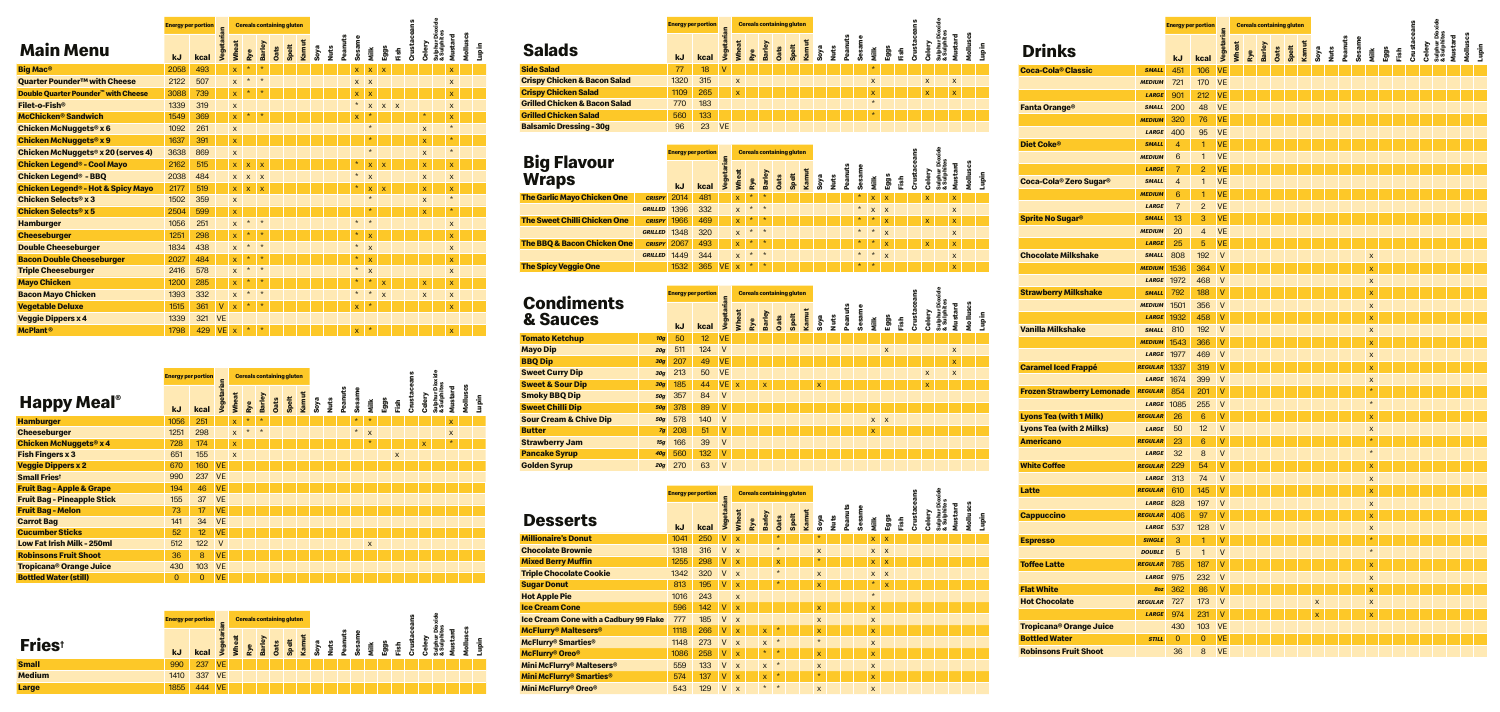# Main Menu

| Main Menu | Energy per portion | | Vegetarian | Cereals containing gluten | | | | | | Soya | Nuts | Peanuts | Sesame | Milk | Eggs | Fish | Crustaceans | Celery | Sulphur Dioxide & Sulphites | Mustard | Molluscs | Lupin |
|---|---|---|---|---|---|---|---|---|---|---|---|---|---|---|---|---|---|---|---|---|---|---|
| | kJ | kcal | | Wheat | Rye | Barley | Oats | Spelt | Kamut | | | | | | | | | | | | | |
| Big Mac® | 2058 | 493 | | x | * | | | | | | | | x | x | x | | | | | x | | |
| Quarter Pounder™ with Cheese | 2122 | 507 | | x | * | * | | | | | | | x | x | | | | | | x | | |
| Double Quarter Pounder™ with Cheese | 3088 | 739 | | x | * | * | | | | | | | x | x | | | | | | x | | |
| Filet-o-Fish® | 1339 | 319 | | x | | | | | | | | | * | x | x | x | | | | x | | |
| McChicken® Sandwich | 1549 | 369 | | x | * | * | | | | | | | x | * | | | | * | | x | | |
| Chicken McNuggets® x 6 | 1092 | 261 | | x | | | | | | | | | | * | | | | x | | * | | |
| Chicken McNuggets® x 9 | 1637 | 391 | | x | | | | | | | | | | * | | | | x | | * | | |
| Chicken McNuggets® x 20 (serves 4) | 3638 | 869 | | x | | | | | | | | | | * | | | | x | | * | | |
| Chicken Legend® - Cool Mayo | 2162 | 515 | | x | x | x | | | | | | | * | x | x | | | x | | x | | |
| Chicken Legend® - BBQ | 2038 | 484 | | x | x | x | | | | | | | * | x | | | | x | | x | | |
| Chicken Legend® - Hot & Spicy Mayo | 2177 | 519 | | x | x | x | | | | | | | * | x | x | | | x | | x | | |
| Chicken Selects® x 3 | 1502 | 359 | | x | | | | | | | | | | * | | | | x | | * | | |
| Chicken Selects® x 5 | 2504 | 599 | | x | | | | | | | | | | * | | | | x | | * | | |
| Hamburger | 1056 | 251 | | x | * | * | | | | | | | * | * | | | | | | x | | |
| Cheeseburger | 1251 | 298 | | x | * | * | | | | | | | * | x | | | | | | x | | |
| Double Cheeseburger | 1834 | 438 | | x | * | * | | | | | | | * | x | | | | | | x | | |
| Bacon Double Cheeseburger | 2027 | 484 | | x | * | * | | | | | | | * | x | | | | | | x | | |
| Triple Cheeseburger | 2416 | 578 | | x | * | * | | | | | | | * | x | | | | | | x | | |
| Mayo Chicken | 1200 | 285 | | x | * | * | | | | | | | * | * | x | | | x | | x | | |
| Bacon Mayo Chicken | 1393 | 332 | | x | * | * | | | | | | | | * | x | | | x | | x | | |
| Vegetable Deluxe | 1515 | 361 | V | x | * | * | | | | | | | x | * | | | | | | x | | |
| Veggie Dippers x 4 | 1339 | 321 | VE | x | | | | | | | | | | | | | | | | | | |
| McPlant® | 1798 | 429 | VE | x | * | * | | | | | | | x | * | | | | | | x | | |

# Happy Meal®

| Happy Meal® | Energy per portion | | Vegetarian | Cereals containing gluten | | | | | | Soya | Nuts | Peanuts | Sesame | Milk | Eggs | Fish | Crustaceans | Celery | Sulphur Dioxide & Sulphites | Mustard | Molluscs | Lupin |
|---|---|---|---|---|---|---|---|---|---|---|---|---|---|---|---|---|---|---|---|---|---|---|
| | kJ | kcal | | Wheat | Rye | Barley | Oats | Spelt | Kamut | | | | | | | | | | | | | |
| Hamburger | 1056 | 251 | | x | * | * | | | | | | | * | * | | | | | | x | | |
| Cheeseburger | 1251 | 298 | | x | * | * | | | | | | | * | x | | | | | | x | | |
| Chicken McNuggets® x 4 | 728 | 174 | | x | | | | | | | | | | * | | | | x | | * | | |
| Fish Fingers x 3 | 651 | 155 | | x | | | | | | | | | | | | x | | | | | | |
| Veggie Dippers x 2 | 670 | 160 | VE | x | | | | | | | | | | | | | | | | | | |
| Small Fries† | 990 | 237 | VE | | | | | | | | | | | | | | | | | | | |
| Fruit Bag - Apple & Grape | 194 | 46 | VE | | | | | | | | | | | | | | | | | | | |
| Fruit Bag - Pineapple Stick | 155 | 37 | VE | | | | | | | | | | | | | | | | | | | |
| Fruit Bag - Melon | 73 | 17 | VE | | | | | | | | | | | | | | | | | | | |
| Carrot Bag | 141 | 34 | VE | | | | | | | | | | | | | | | | | | | |
| Cucumber Sticks | 52 | 12 | VE | | | | | | | | | | | | | | | | | | | |
| Low Fat Irish Milk - 250ml | 512 | 122 | V | | | | | | | | | | | x | | | | | | | | |
| Robinsons Fruit Shoot | 36 | 8 | VE | | | | | | | | | | | | | | | | | | | |
| Tropicana® Orange Juice | 430 | 103 | VE | | | | | | | | | | | | | | | | | | | |
| Bottled Water (still) | 0 | 0 | VE | | | | | | | | | | | | | | | | | | | |

# Fries†

| Fries† | Energy per portion | | Vegetarian | Cereals containing gluten | | | | | | Soya | Nuts | Peanuts | Sesame | Milk | Eggs | Fish | Crustaceans | Celery | Sulphur Dioxide & Sulphites | Mustard | Molluscs | Lupin |
|---|---|---|---|---|---|---|---|---|---|---|---|---|---|---|---|---|---|---|---|---|---|---|
| | kJ | kcal | | Wheat | Rye | Barley | Oats | Spelt | Kamut | | | | | | | | | | | | | |
| Small | 990 | 237 | VE | | | | | | | | | | | | | | | | | | | |
| Medium | 1410 | 337 | VE | | | | | | | | | | | | | | | | | | | |
| Large | 1855 | 444 | VE | | | | | | | | | | | | | | | | | | | |

# Salads

| Salads | Energy per portion | | Vegetarian | Cereals containing gluten | | | | | | Soya | Nuts | Peanuts | Sesame | Milk | Eggs | Fish | Crustaceans | Celery | Sulphur Dioxide & Sulphites | Mustard | Molluscs | Lupin |
|---|---|---|---|---|---|---|---|---|---|---|---|---|---|---|---|---|---|---|---|---|---|---|
| | kJ | kcal | | Wheat | Rye | Barley | Oats | Spelt | Kamut | | | | | | | | | | | | | |
| Side Salad | 77 | 18 | V | | | | | | | | | | | * | | | | | | | | |
| Crispy Chicken & Bacon Salad | 1320 | 315 | | x | | | | | | | | | | x | | | | x | | x | | |
| Crispy Chicken Salad | 1109 | 265 | | x | | | | | | | | | | x | | | | x | | x | | |
| Grilled Chicken & Bacon Salad | 770 | 183 | | | | | | | | | | | | * | | | | | | | | |
| Grilled Chicken Salad | 560 | 133 | | | | | | | | | | | | * | | | | | | | | |
| Balsamic Dressing - 30g | 96 | 23 | VE | | | | | | | | | | | | | | | | | | | |

# Big Flavour Wraps

| Big Flavour Wraps | | Energy per portion | | Vegetarian | Cereals containing gluten | | | | | | Soya | Nuts | Peanuts | Sesame | Milk | Eggs | Fish | Crustaceans | Celery | Sulphur Dioxide & Sulphites | Mustard | Molluscs | Lupin |
|---|---|---|---|---|---|---|---|---|---|---|---|---|---|---|---|---|---|---|---|---|---|---|---|
| | | kJ | kcal | | Wheat | Rye | Barley | Oats | Spelt | Kamut | | | | | | | | | | | | | |
| The Garlic Mayo Chicken One | CRISPY | 2014 | 481 | | x | * | * | | | | | | | * | x | x | | | x | | x | | |
| | GRILLED | 1396 | 332 | | x | * | * | | | | | | | * | x | x | | | | | x | | |
| The Sweet Chilli Chicken One | CRISPY | 1966 | 469 | | x | * | * | | | | | | | * | * | x | | | x | | x | | |
| | GRILLED | 1348 | 320 | | x | * | * | | | | | | | * | * | x | | | | | x | | |
| The BBQ & Bacon Chicken One | CRISPY | 2067 | 493 | | x | * | * | | | | | | | * | * | x | | | x | | x | | |
| | GRILLED | 1449 | 344 | | x | * | * | | | | | | | * | * | x | | | | | x | | |
| The Spicy Veggie One | | 1532 | 365 | VE | x | * | * | | | | | | | * | * | | | | | | x | | |

# Condiments & Sauces

| Condiments & Sauces | | Energy per portion | | Vegetarian | Cereals containing gluten | | | | | | Soya | Nuts | Peanuts | Sesame | Milk | Eggs | Fish | Crustaceans | Celery | Sulphur Dioxide & Sulphites | Mustard | Molluscs | Lupin |
|---|---|---|---|---|---|---|---|---|---|---|---|---|---|---|---|---|---|---|---|---|---|---|---|
| | | kJ | kcal | | Wheat | Rye | Barley | Oats | Spelt | Kamut | | | | | | | | | | | | | |
| Tomato Ketchup | 10g | 50 | 12 | VE | | | | | | | | | | | | | | | | | | | |
| Mayo Dip | 20g | 511 | 124 | V | | | | | | | | | | | | x | | | | | x | | |
| BBQ Dip | 30g | 207 | 49 | VE | | | | | | | | | | | | | | | | | x | | |
| Sweet Curry Dip | 30g | 213 | 50 | VE | | | | | | | | | | | | | | | x | | x | | |
| Sweet & Sour Dip | 30g | 185 | 44 | VE | x | | x | | | | x | | | | | | | | x | | | | |
| Smoky BBQ Dip | 50g | 357 | 84 | V | | | | | | | | | | | | | | | | | | | |
| Sweet Chilli Dip | 50g | 378 | 89 | V | | | | | | | | | | | | | | | | | | | |
| Sour Cream & Chive Dip | 50g | 578 | 140 | V | | | | | | | | | | | x | x | | | | | | | |
| Butter | 7g | 208 | 51 | V | | | | | | | | | | | x | | | | | | | | |
| Strawberry Jam | 15g | 166 | 39 | V | | | | | | | | | | | | | | | | | | | |
| Pancake Syrup | 40g | 560 | 132 | V | | | | | | | | | | | | | | | | | | | |
| Golden Syrup | 20g | 270 | 63 | V | | | | | | | | | | | | | | | | | | | |

# Desserts

| Desserts | Energy per portion | | Vegetarian | Cereals containing gluten | | | | | | Soya | Nuts | Peanuts | Sesame | Milk | Eggs | Fish | Crustaceans | Celery | Sulphur Dioxide & Sulphites | Mustard | Molluscs | Lupin |
|---|---|---|---|---|---|---|---|---|---|---|---|---|---|---|---|---|---|---|---|---|---|---|
| | kJ | kcal | | Wheat | Rye | Barley | Oats | Spelt | Kamut | | | | | | | | | | | | | |
| Millionaire's Donut | 1041 | 250 | V | x | | | * | | | * | | | | x | x | | | | | | | |
| Chocolate Brownie | 1318 | 316 | V | x | | | * | | | x | | | | x | x | | | | | | | |
| Mixed Berry Muffin | 1255 | 298 | V | x | | | x | | | x | | | | x | x | | | | | | | |
| Triple Chocolate Cookie | 1342 | 320 | V | x | | | * | | | x | | | | x | x | | | | | | | |
| Sugar Donut | 813 | 195 | V | x | | | * | | | x | | | | * | x | | | | | | | |
| Hot Apple Pie | 1016 | 243 | | x | | | | | | | | | | * | | | | | | | | |
| Ice Cream Cone | 596 | 142 | V | x | | | | | | x | | | | x | | | | | | | | |
| Ice Cream Cone with a Cadbury 99 Flake | 777 | 185 | V | x | | | | | | x | | | | x | | | | | | | | |
| McFlurry® Maltesers® | 1118 | 266 | V | x | | x | * | | | x | | | | x | | | | | | | | |
| McFlurry® Smarties® | 1148 | 273 | V | x | | x | * | | | * | | | | x | | | | | | | | |
| McFlurry® Oreo® | 1086 | 258 | V | x | | * | * | | | x | | | | x | | | | | | | | |
| Mini McFlurry® Maltesers® | 559 | 133 | V | x | | x | * | | | x | | | | x | | | | | | | | |
| Mini McFlurry® Smarties® | 574 | 137 | V | x | | x | * | | | * | | | | x | | | | | | | | |
| Mini McFlurry® Oreo® | 543 | 129 | V | x | | * | * | | | x | | | | x | | | | | | | | |

# Drinks

| Drinks | | Energy per portion | | Vegetarian | Cereals containing gluten | | | | | | Soya | Nuts | Peanuts | Sesame | Milk | Eggs | Fish | Crustaceans | Celery | Sulphur Dioxide & Sulphites | Mustard | Molluscs | Lupin |
|---|---|---|---|---|---|---|---|---|---|---|---|---|---|---|---|---|---|---|---|---|---|---|---|
| | | kJ | kcal | | Wheat | Rye | Barley | Oats | Spelt | Kamut | | | | | | | | | | | | | |
| Coca-Cola® Classic | SMALL | 451 | 106 | VE | | | | | | | | | | | | | | | | | | | |
| | MEDIUM | 721 | 170 | VE | | | | | | | | | | | | | | | | | | | |
| | LARGE | 901 | 212 | VE | | | | | | | | | | | | | | | | | | | |
| Fanta Orange® | SMALL | 200 | 48 | VE | | | | | | | | | | | | | | | | | | | |
| | MEDIUM | 320 | 76 | VE | | | | | | | | | | | | | | | | | | | |
| | LARGE | 400 | 95 | VE | | | | | | | | | | | | | | | | | | | |
| Diet Coke® | SMALL | 4 | 1 | VE | | | | | | | | | | | | | | | | | | | |
| | MEDIUM | 6 | 1 | VE | | | | | | | | | | | | | | | | | | | |
| | LARGE | 7 | 2 | VE | | | | | | | | | | | | | | | | | | | |
| Coca-Cola® Zero Sugar® | SMALL | 4 | 1 | VE | | | | | | | | | | | | | | | | | | | |
| | MEDIUM | 6 | 1 | VE | | | | | | | | | | | | | | | | | | | |
| | LARGE | 7 | 2 | VE | | | | | | | | | | | | | | | | | | | |
| Sprite No Sugar® | SMALL | 13 | 3 | VE | | | | | | | | | | | | | | | | | | | |
| | MEDIUM | 20 | 4 | VE | | | | | | | | | | | | | | | | | | | |
| | LARGE | 25 | 5 | VE | | | | | | | | | | | | | | | | | | | |
| Chocolate Milkshake | SMALL | 808 | 192 | V | | | | | | | | | | | x | | | | | | | | |
| | MEDIUM | 1536 | 364 | V | | | | | | | | | | | x | | | | | | | | |
| | LARGE | 1972 | 468 | V | | | | | | | | | | | x | | | | | | | | |
| Strawberry Milkshake | SMALL | 792 | 188 | V | | | | | | | | | | | x | | | | | | | | |
| | MEDIUM | 1501 | 356 | V | | | | | | | | | | | x | | | | | | | | |
| | LARGE | 1932 | 458 | V | | | | | | | | | | | x | | | | | | | | |
| Vanilla Milkshake | SMALL | 810 | 192 | V | | | | | | | | | | | x | | | | | | | | |
| | MEDIUM | 1543 | 366 | V | | | | | | | | | | | x | | | | | | | | |
| | LARGE | 1977 | 469 | V | | | | | | | | | | | x | | | | | | | | |
| Caramel Iced Frappé | REGULAR | 1337 | 319 | V | | | | | | | | | | | x | | | | | | | | |
| | LARGE | 1674 | 399 | V | | | | | | | | | | | x | | | | | | | | |
| Frozen Strawberry Lemonade | REGULAR | 854 | 201 | V | | | | | | | | | | | * | | | | | | | | |
| | LARGE | 1085 | 255 | V | | | | | | | | | | | * | | | | | | | | |
| Lyons Tea (with 1 Milk) | REGULAR | 26 | 6 | V | | | | | | | | | | | x | | | | | | | | |
| Lyons Tea (with 2 Milks) | LARGE | 50 | 12 | V | | | | | | | | | | | x | | | | | | | | |
| Americano | REGULAR | 23 | 6 | V | | | | | | | | | | | * | | | | | | | | |
| | LARGE | 32 | 8 | V | | | | | | | | | | | * | | | | | | | | |
| White Coffee | REGULAR | 229 | 54 | V | | | | | | | | | | | x | | | | | | | | |
| | LARGE | 313 | 74 | V | | | | | | | | | | | x | | | | | | | | |
| Latte | REGULAR | 610 | 145 | V | | | | | | | | | | | x | | | | | | | | |
| | LARGE | 828 | 197 | V | | | | | | | | | | | x | | | | | | | | |
| Cappuccino | REGULAR | 406 | 97 | V | | | | | | | | | | | x | | | | | | | | |
| | LARGE | 537 | 128 | V | | | | | | | | | | | x | | | | | | | | |
| Espresso | SINGLE | 3 | 1 | V | | | | | | | | | | | * | | | | | | | | |
| | DOUBLE | 5 | 1 | V | | | | | | | | | | | * | | | | | | | | |
| Toffee Latte | REGULAR | 785 | 187 | V | | | | | | | | | | | x | | | | | | | | |
| | LARGE | 975 | 232 | V | | | | | | | | | | | x | | | | | | | | |
| Flat White | 8oz | 362 | 86 | V | | | | | | | | | | | x | | | | | | | | |
| Hot Chocolate | REGULAR | 727 | 173 | V | | | | | | | x | | | | x | | | | | | | | |
| | LARGE | 974 | 231 | V | | | | | | | x | | | | x | | | | | | | | |
| Tropicana® Orange Juice | | 430 | 103 | VE | | | | | | | | | | | | | | | | | | | |
| Bottled Water | STILL | 0 | 0 | VE | | | | | | | | | | | | | | | | | | | |
| Robinsons Fruit Shoot | | 36 | 8 | VE | | | | | | | | | | | | | | | | | | | |